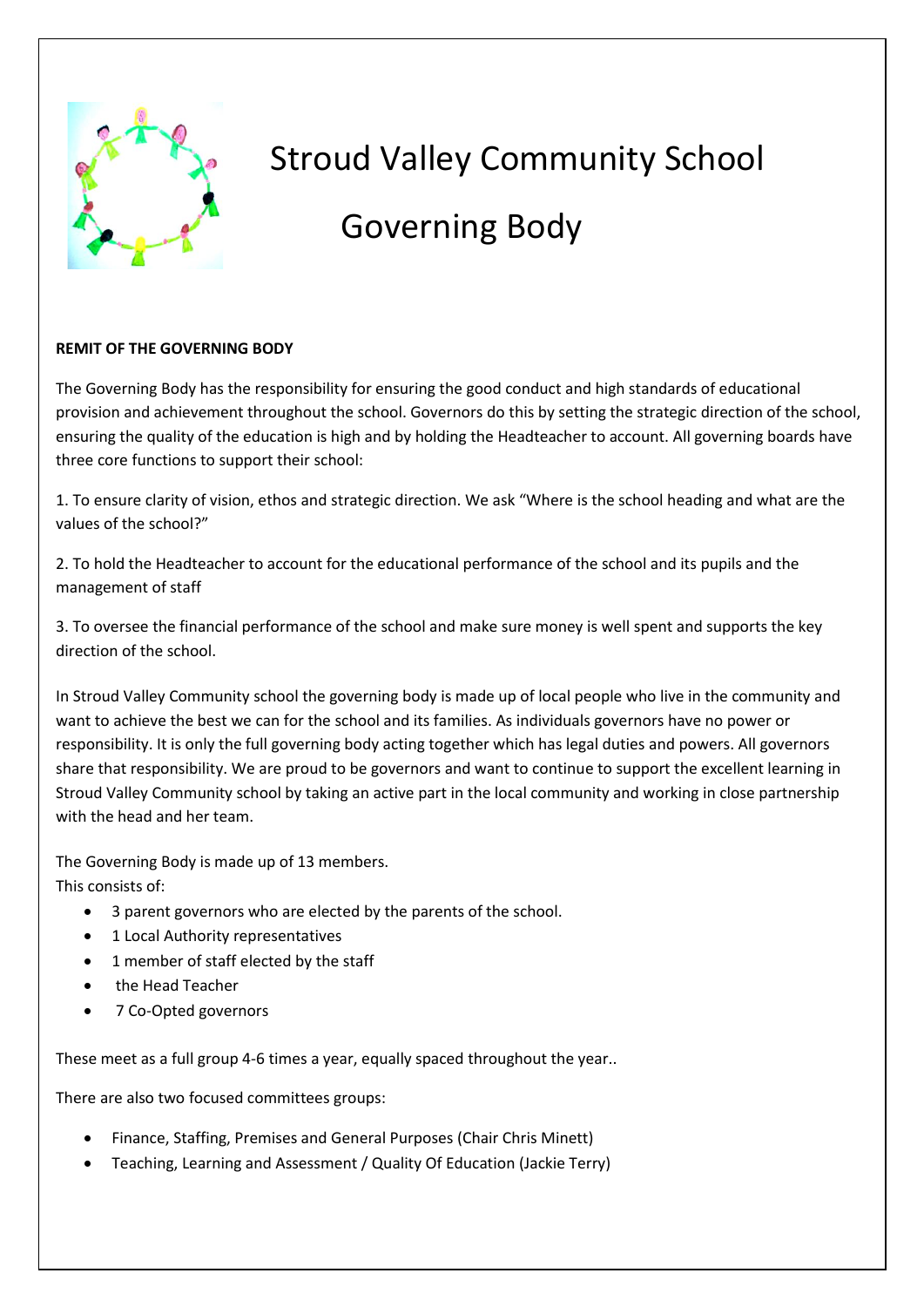# Stroud Valley Community School

# Governing Body

**REMIT OF THE GOVERNING BODY**

The Governing Body has the responsibility for ensuring the good conduct and high standards of educational provision and achievement throughout the school. Governors do this by setting the strategic direction of the school, ensuring the quality of the education is high and by holding the Headteacher to account. All governing boards have three core functions to support their school:

1. To ensure clarity of vision, ethos and strategic direction. We ask "Where is the school heading and what are the values of the school?"

2. To hold the Headteacher to account for the educational performance of the school and its pupils and the management of staff

3. To oversee the financial performance of the school and make sure money is well spent and supports the key direction of the school.

In Stroud Valley Community school the governing body is made up of local people who live in the community and want to achieve the best we can for the school and its families. As individuals governors have no power or responsibility. It is only the full governing body acting together which has legal duties and powers. All governors share that responsibility. We are proud to be governors and want to continue to support the excellent learning in Stroud Valley Community school by taking an active part in the local community and working in close partnership with the head and her team.

The Governing Body is made up of 13 members.
This consists of:

- 3 parent governors who are elected by the parents of the school.
- 1 Local Authority representatives
- 1 member of staff elected by the staff
- the Head Teacher
- 7 Co-Opted governors

These meet as a full group 4-6 times a year, equally spaced throughout the year..

There are also two focused committees groups:

- Finance, Staffing, Premises and General Purposes (Chair Chris Minett)
- Teaching, Learning and Assessment / Quality Of Education (Jackie Terry)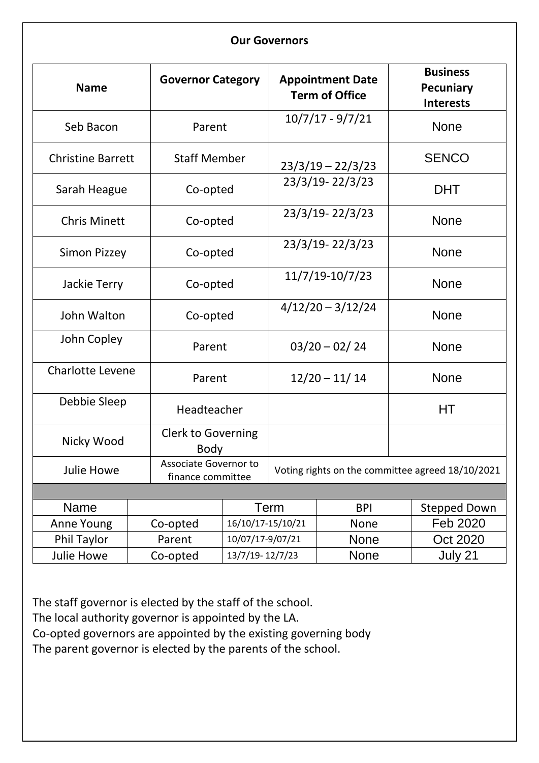**Our Governors**

| Name | Governor Category | Appointment Date Term of Office | Business Pecuniary Interests |
|---|---|---|---|
| Seb Bacon | Parent | 10/7/17 - 9/7/21 | None |
| Christine Barrett | Staff Member | 23/3/19 – 22/3/23 | SENCO |
| Sarah Heague | Co-opted | 23/3/19- 22/3/23 | DHT |
| Chris Minett | Co-opted | 23/3/19- 22/3/23 | None |
| Simon Pizzey | Co-opted | 23/3/19- 22/3/23 | None |
| Jackie Terry | Co-opted | 11/7/19-10/7/23 | None |
| John Walton | Co-opted | 4/12/20 – 3/12/24 | None |
| John Copley | Parent | 03/20 – 02/ 24 | None |
| Charlotte Levene | Parent | 12/20 – 11/ 14 | None |
| Debbie Sleep | Headteacher | | HT |
| Nicky Wood | Clerk to Governing Body | | |
| Julie Howe | Associate Governor to finance committee | Voting rights on the committee agreed 18/10/2021 | |

| Name | | Term | BPI | Stepped Down |
|---|---|---|---|---|
| Anne Young | Co-opted | 16/10/17-15/10/21 | None | Feb 2020 |
| Phil Taylor | Parent | 10/07/17-9/07/21 | None | Oct 2020 |
| Julie Howe | Co-opted | 13/7/19- 12/7/23 | None | July 21 |

The staff governor is elected by the staff of the school.
The local authority governor is appointed by the LA.
Co-opted governors are appointed by the existing governing body
The parent governor is elected by the parents of the school.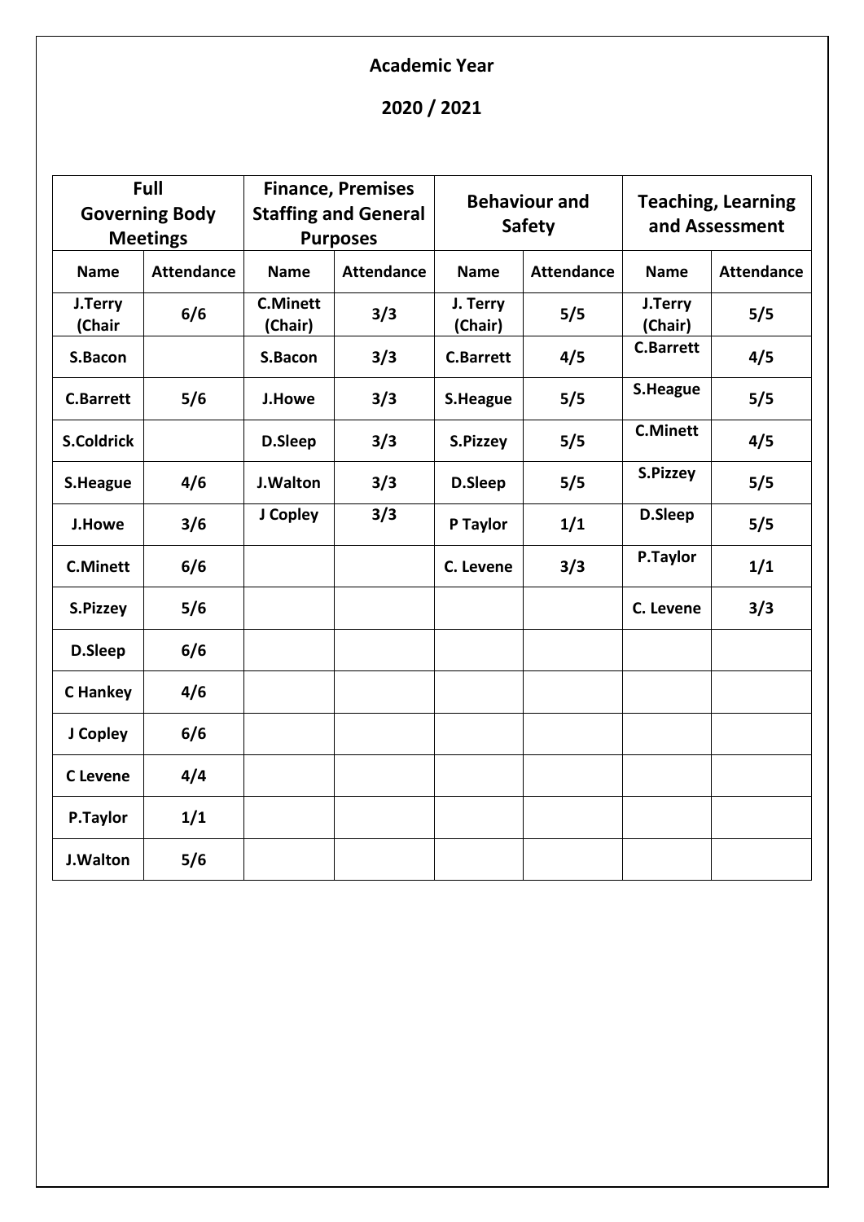**Academic Year**

**2020 / 2021**

| Full Governing Body Meetings | | Finance, Premises Staffing and General Purposes | | Behaviour and Safety | | Teaching, Learning and Assessment | |
|---|---|---|---|---|---|---|---|
| **Name** | **Attendance** | **Name** | **Attendance** | **Name** | **Attendance** | **Name** | **Attendance** |
| **J.Terry (Chair** | **6/6** | **C.Minett (Chair)** | **3/3** | **J. Terry (Chair)** | **5/5** | **J.Terry (Chair)** | **5/5** |
| **S.Bacon** | | **S.Bacon** | **3/3** | **C.Barrett** | **4/5** | **C.Barrett** | **4/5** |
| **C.Barrett** | **5/6** | **J.Howe** | **3/3** | **S.Heague** | **5/5** | **S.Heague** | **5/5** |
| **S.Coldrick** | | **D.Sleep** | **3/3** | **S.Pizzey** | **5/5** | **C.Minett** | **4/5** |
| **S.Heague** | **4/6** | **J.Walton** | **3/3** | **D.Sleep** | **5/5** | **S.Pizzey** | **5/5** |
| **J.Howe** | **3/6** | **J Copley** | **3/3** | **P Taylor** | **1/1** | **D.Sleep** | **5/5** |
| **C.Minett** | **6/6** | | | **C. Levene** | **3/3** | **P.Taylor** | **1/1** |
| **S.Pizzey** | **5/6** | | | | | **C. Levene** | **3/3** |
| **D.Sleep** | **6/6** | | | | | | |
| **C Hankey** | **4/6** | | | | | | |
| **J Copley** | **6/6** | | | | | | |
| **C Levene** | **4/4** | | | | | | |
| **P.Taylor** | **1/1** | | | | | | |
| **J.Walton** | **5/6** | | | | | | |